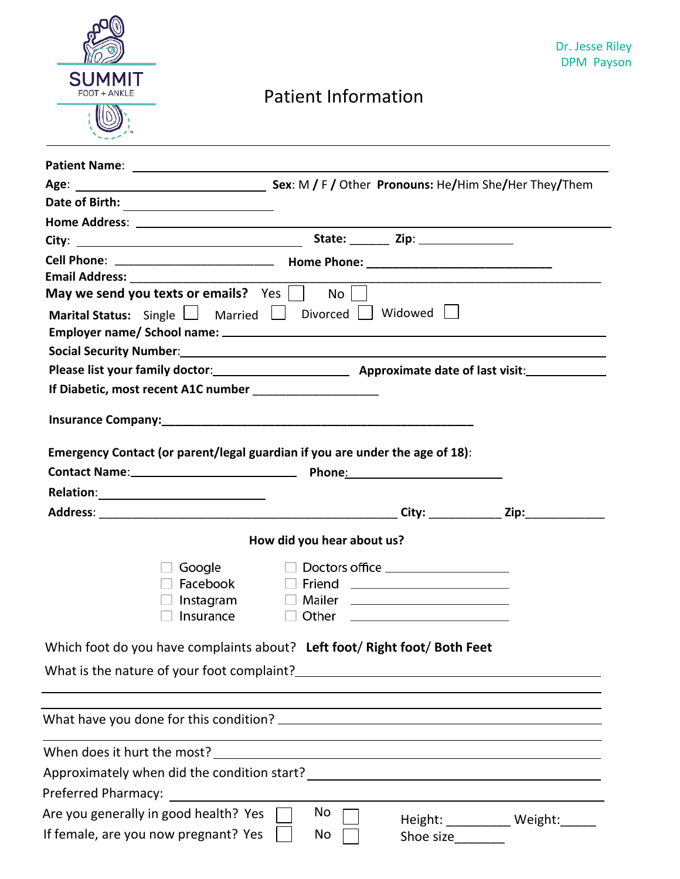SUMMIT
FOOT + ANKLE

Dr. Jesse Riley
DPM Payson

# Patient Information

**Patient Name**: ______________________________________________

**Age**: ____________________ **Sex**: M / F / Other **Pronouns:** He/Him She/Her They/Them

**Date of Birth:** ____________________

**Home Address**: ______________________________________________

**City**: ____________________ **State:** ______ **Zip**: ______________

**Cell Phone**: ____________________ **Home Phone:** ____________________

**Email Address:** ______________________________________________

**May we send you texts or emails?** Yes ☐ No ☐

**Marital Status:** Single ☐ Married ☐ Divorced ☐ Widowed ☐

**Employer name/ School name:** ______________________________________________

**Social Security Number**: ______________________________________________

**Please list your family doctor**: ____________________ **Approximate date of last visit**: ____________

**If Diabetic, most recent A1C number** ____________________

**Insurance Company:** ______________________________________________

**Emergency Contact (or parent/legal guardian if you are under the age of 18)**:

**Contact Name**: ____________________ **Phone**: ____________________

**Relation**: ____________________

**Address**: ______________________________ **City:** ___________ **Zip:** ____________

**How did you hear about us?**

- ☐ Google
- ☐ Facebook
- ☐ Instagram
- ☐ Insurance
- ☐ Doctors office ____________________
- ☐ Friend ____________________
- ☐ Mailer ____________________
- ☐ Other ____________________

Which foot do you have complaints about? **Left foot/ Right foot/ Both Feet**

What is the nature of your foot complaint? ______________________________________________

______________________________________________

What have you done for this condition? ______________________________________________

When does it hurt the most? ______________________________________________

Approximately when did the condition start? ______________________________________________

Preferred Pharmacy: ______________________________________________

Are you generally in good health? Yes ☐ No ☐

If female, are you now pregnant? Yes ☐ No ☐

Height: _________ Weight: _____

Shoe size _______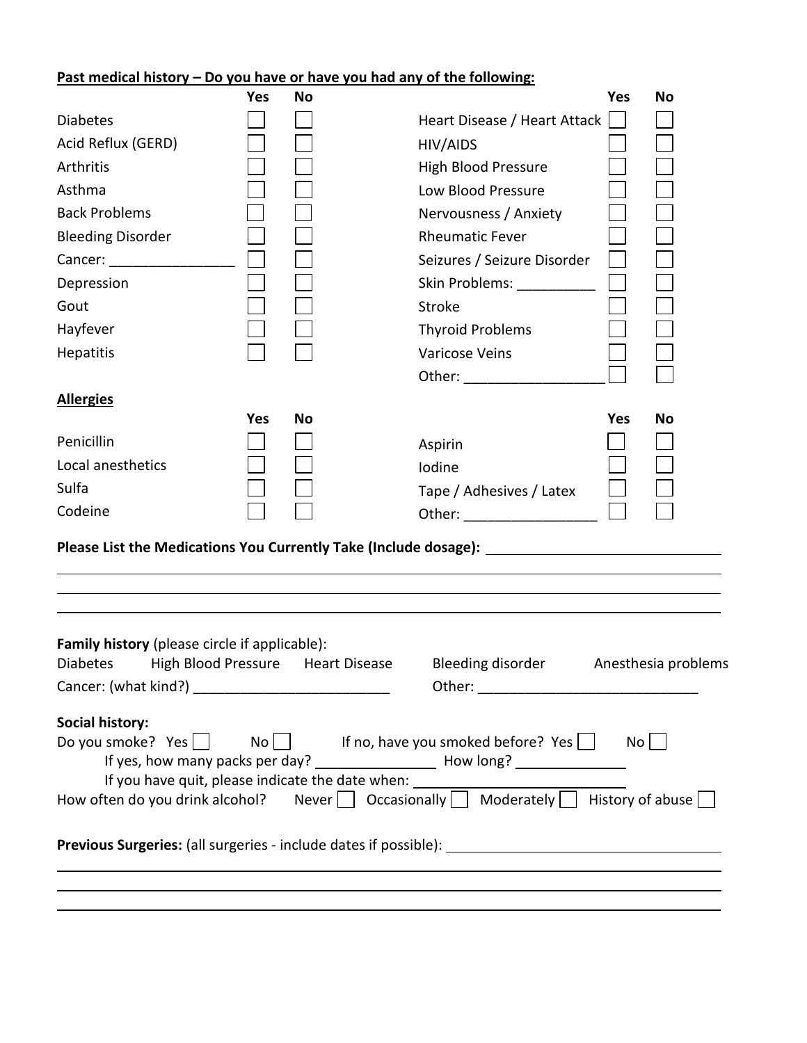**Past medical history – Do you have or have you had any of the following:**

| | Yes | No | | Yes | No |
|---|---|---|---|---|---|
| Diabetes | ☐ | ☐ | Heart Disease / Heart Attack | ☐ | ☐ |
| Acid Reflux (GERD) | ☐ | ☐ | HIV/AIDS | ☐ | ☐ |
| Arthritis | ☐ | ☐ | High Blood Pressure | ☐ | ☐ |
| Asthma | ☐ | ☐ | Low Blood Pressure | ☐ | ☐ |
| Back Problems | ☐ | ☐ | Nervousness / Anxiety | ☐ | ☐ |
| Bleeding Disorder | ☐ | ☐ | Rheumatic Fever | ☐ | ☐ |
| Cancer: ________________ | ☐ | ☐ | Seizures / Seizure Disorder | ☐ | ☐ |
| Depression | ☐ | ☐ | Skin Problems: __________ | ☐ | ☐ |
| Gout | ☐ | ☐ | Stroke | ☐ | ☐ |
| Hayfever | ☐ | ☐ | Thyroid Problems | ☐ | ☐ |
| Hepatitis | ☐ | ☐ | Varicose Veins | ☐ | ☐ |
| | | | Other: __________________ | ☐ | ☐ |

**Allergies**

| | Yes | No | | Yes | No |
|---|---|---|---|---|---|
| Penicillin | ☐ | ☐ | Aspirin | ☐ | ☐ |
| Local anesthetics | ☐ | ☐ | Iodine | ☐ | ☐ |
| Sulfa | ☐ | ☐ | Tape / Adhesives / Latex | ☐ | ☐ |
| Codeine | ☐ | ☐ | Other: _________________ | ☐ | ☐ |

**Please List the Medications You Currently Take (Include dosage):** ______________________________

______________________________________________________________________________

______________________________________________________________________________

______________________________________________________________________________

**Family history** (please circle if applicable):

Diabetes    High Blood Pressure    Heart Disease    Bleeding disorder    Anesthesia problems

Cancer: (what kind?) _________________________    Other: ____________________________

**Social history:**

Do you smoke? Yes ☐  No ☐    If no, have you smoked before? Yes ☐  No ☐

If yes, how many packs per day? ________________ How long? ______________

If you have quit, please indicate the date when: __________________________

How often do you drink alcohol?  Never ☐  Occasionally ☐  Moderately ☐  History of abuse ☐

**Previous Surgeries:** (all surgeries - include dates if possible): ____________________________________

______________________________________________________________________________

______________________________________________________________________________

______________________________________________________________________________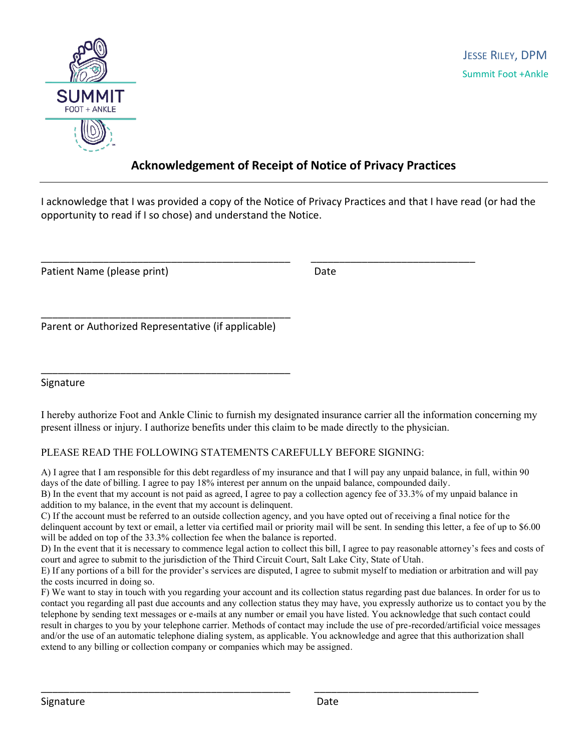JESSE RILEY, DPM
Summit Foot +Ankle

## Acknowledgement of Receipt of Notice of Privacy Practices

I acknowledge that I was provided a copy of the Notice of Privacy Practices and that I have read (or had the opportunity to read if I so chose) and understand the Notice.

______________________________________________ ______________________________
Patient Name (please print) Date

______________________________________________
Parent or Authorized Representative (if applicable)

______________________________________________
Signature

I hereby authorize Foot and Ankle Clinic to furnish my designated insurance carrier all the information concerning my present illness or injury. I authorize benefits under this claim to be made directly to the physician.

PLEASE READ THE FOLLOWING STATEMENTS CAREFULLY BEFORE SIGNING:

A) I agree that I am responsible for this debt regardless of my insurance and that I will pay any unpaid balance, in full, within 90 days of the date of billing. I agree to pay 18% interest per annum on the unpaid balance, compounded daily.
B) In the event that my account is not paid as agreed, I agree to pay a collection agency fee of 33.3% of my unpaid balance in addition to my balance, in the event that my account is delinquent.
C) If the account must be referred to an outside collection agency, and you have opted out of receiving a final notice for the delinquent account by text or email, a letter via certified mail or priority mail will be sent. In sending this letter, a fee of up to $6.00 will be added on top of the 33.3% collection fee when the balance is reported.
D) In the event that it is necessary to commence legal action to collect this bill, I agree to pay reasonable attorney's fees and costs of court and agree to submit to the jurisdiction of the Third Circuit Court, Salt Lake City, State of Utah.
E) If any portions of a bill for the provider's services are disputed, I agree to submit myself to mediation or arbitration and will pay the costs incurred in doing so.
F) We want to stay in touch with you regarding your account and its collection status regarding past due balances. In order for us to contact you regarding all past due accounts and any collection status they may have, you expressly authorize us to contact you by the telephone by sending text messages or e-mails at any number or email you have listed. You acknowledge that such contact could result in charges to you by your telephone carrier. Methods of contact may include the use of pre-recorded/artificial voice messages and/or the use of an automatic telephone dialing system, as applicable. You acknowledge and agree that this authorization shall extend to any billing or collection company or companies which may be assigned.

______________________________________________ ______________________________
Signature Date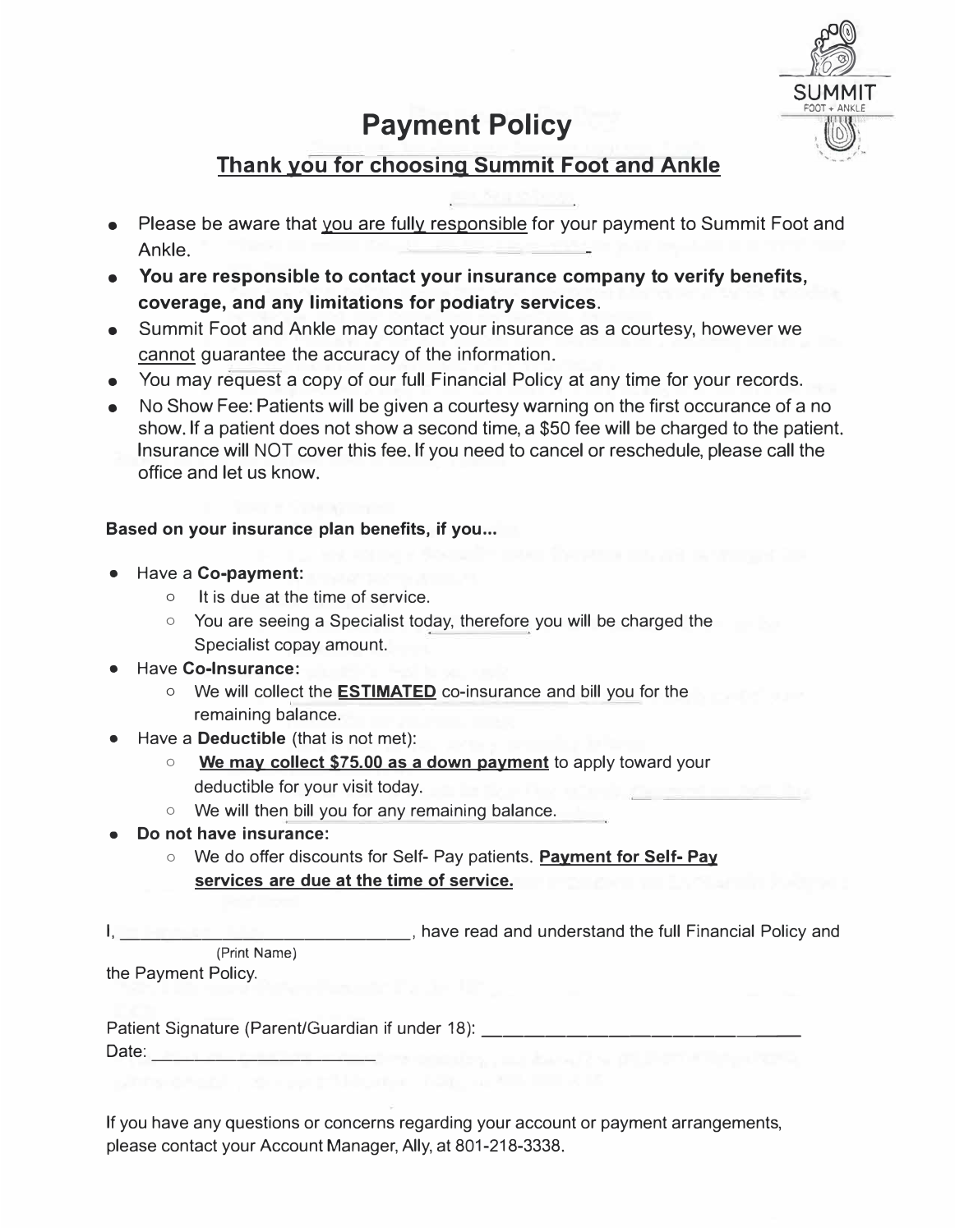# Payment Policy

## Thank you for choosing Summit Foot and Ankle

- Please be aware that you are fully responsible for your payment to Summit Foot and Ankle.
- **You are responsible to contact your insurance company to verify benefits, coverage, and any limitations for podiatry services**.
- Summit Foot and Ankle may contact your insurance as a courtesy, however we cannot guarantee the accuracy of the information.
- You may request a copy of our full Financial Policy at any time for your records.
- No Show Fee: Patients will be given a courtesy warning on the first occurance of a no show. If a patient does not show a second time, a $50 fee will be charged to the patient. Insurance will NOT cover this fee. If you need to cancel or reschedule, please call the office and let us know.

**Based on your insurance plan benefits, if you...**

- Have a **Co-payment:**
  - It is due at the time of service.
  - You are seeing a Specialist today, therefore you will be charged the Specialist copay amount.
- Have **Co-Insurance:**
  - We will collect the **ESTIMATED** co-insurance and bill you for the remaining balance.
- Have a **Deductible** (that is not met):
  - **We may collect $75.00 as a down payment** to apply toward your deductible for your visit today.
  - We will then bill you for any remaining balance.
- **Do not have insurance:**
  - We do offer discounts for Self- Pay patients. **Payment for Self- Pay services are due at the time of service.**

I, ______________________________, have read and understand the full Financial Policy and the Payment Policy.
(Print Name)

Patient Signature (Parent/Guardian if under 18): ______________________________

Date: ______________________

If you have any questions or concerns regarding your account or payment arrangements, please contact your Account Manager, Ally, at 801-218-3338.